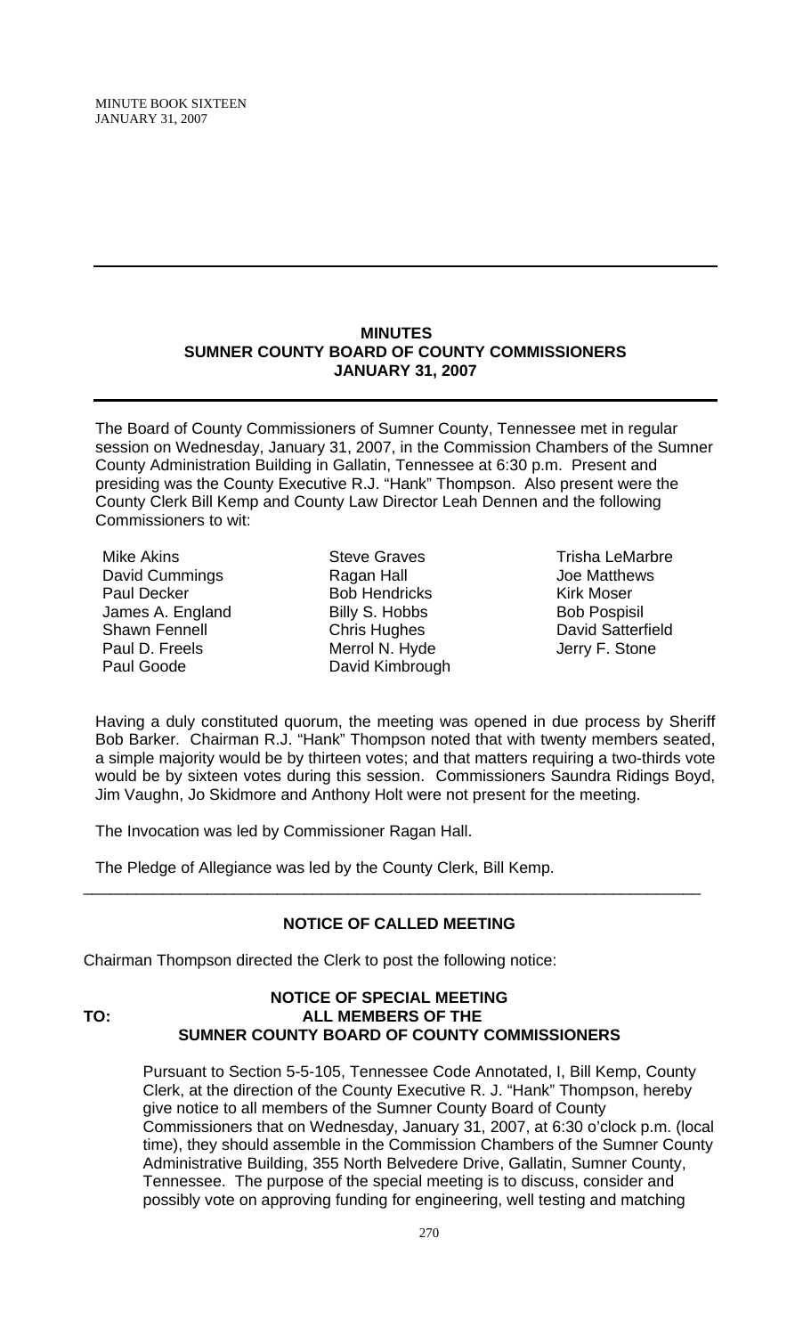MINUTE BOOK SIXTEEN
JANUARY 31, 2007

---

**MINUTES**
**SUMNER COUNTY BOARD OF COUNTY COMMISSIONERS**
**JANUARY 31, 2007**

---

The Board of County Commissioners of Sumner County, Tennessee met in regular session on Wednesday, January 31, 2007, in the Commission Chambers of the Sumner County Administration Building in Gallatin, Tennessee at 6:30 p.m. Present and presiding was the County Executive R.J. "Hank" Thompson. Also present were the County Clerk Bill Kemp and County Law Director Leah Dennen and the following Commissioners to wit:

| | | |
|---|---|---|
| Mike Akins | Steve Graves | Trisha LeMarbre |
| David Cummings | Ragan Hall | Joe Matthews |
| Paul Decker | Bob Hendricks | Kirk Moser |
| James A. England | Billy S. Hobbs | Bob Pospisil |
| Shawn Fennell | Chris Hughes | David Satterfield |
| Paul D. Freels | Merrol N. Hyde | Jerry F. Stone |
| Paul Goode | David Kimbrough | |

Having a duly constituted quorum, the meeting was opened in due process by Sheriff Bob Barker. Chairman R.J. "Hank" Thompson noted that with twenty members seated, a simple majority would be by thirteen votes; and that matters requiring a two-thirds vote would be by sixteen votes during this session. Commissioners Saundra Ridings Boyd, Jim Vaughn, Jo Skidmore and Anthony Holt were not present for the meeting.

The Invocation was led by Commissioner Ragan Hall.

The Pledge of Allegiance was led by the County Clerk, Bill Kemp.

---

**NOTICE OF CALLED MEETING**

Chairman Thompson directed the Clerk to post the following notice:

**NOTICE OF SPECIAL MEETING**
**TO: ALL MEMBERS OF THE**
**SUMNER COUNTY BOARD OF COUNTY COMMISSIONERS**

Pursuant to Section 5-5-105, Tennessee Code Annotated, I, Bill Kemp, County Clerk, at the direction of the County Executive R. J. "Hank" Thompson, hereby give notice to all members of the Sumner County Board of County Commissioners that on Wednesday, January 31, 2007, at 6:30 o'clock p.m. (local time), they should assemble in the Commission Chambers of the Sumner County Administrative Building, 355 North Belvedere Drive, Gallatin, Sumner County, Tennessee. The purpose of the special meeting is to discuss, consider and possibly vote on approving funding for engineering, well testing and matching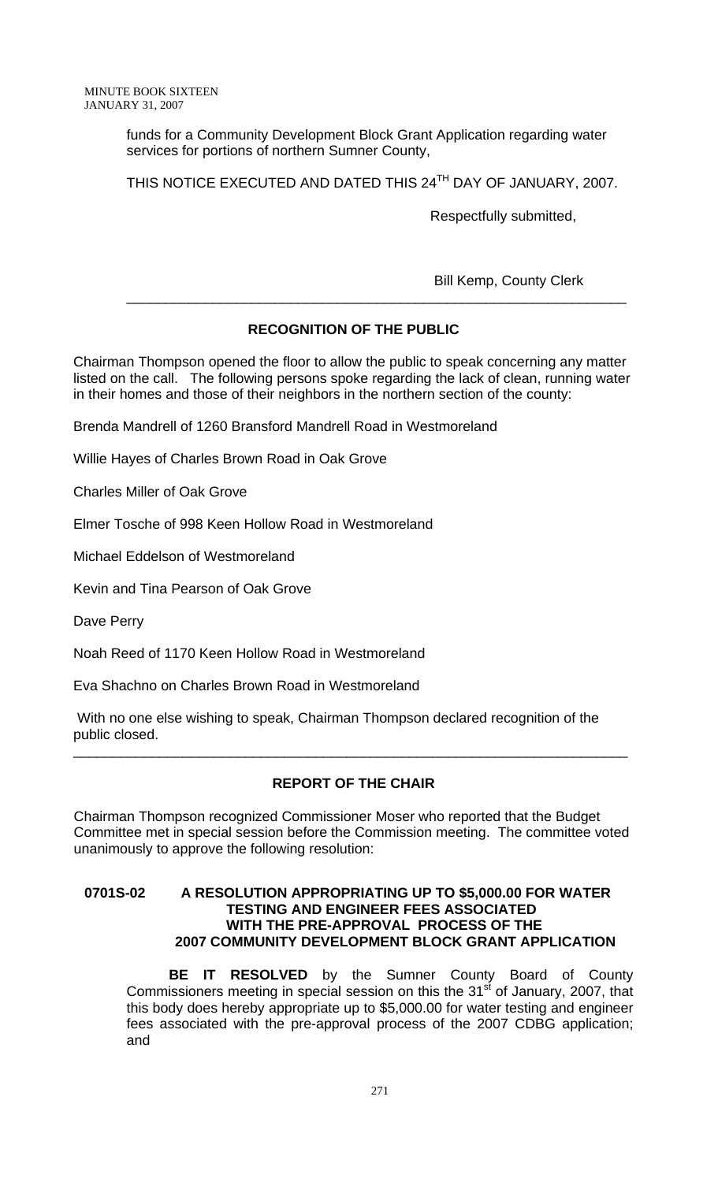funds for a Community Development Block Grant Application regarding water services for portions of northern Sumner County,

THIS NOTICE EXECUTED AND DATED THIS 24TH DAY OF JANUARY, 2007.

Respectfully submitted,

Bill Kemp, County Clerk

---

## RECOGNITION OF THE PUBLIC

Chairman Thompson opened the floor to allow the public to speak concerning any matter listed on the call. The following persons spoke regarding the lack of clean, running water in their homes and those of their neighbors in the northern section of the county:

Brenda Mandrell of 1260 Bransford Mandrell Road in Westmoreland

Willie Hayes of Charles Brown Road in Oak Grove

Charles Miller of Oak Grove

Elmer Tosche of 998 Keen Hollow Road in Westmoreland

Michael Eddelson of Westmoreland

Kevin and Tina Pearson of Oak Grove

Dave Perry

Noah Reed of 1170 Keen Hollow Road in Westmoreland

Eva Shachno on Charles Brown Road in Westmoreland

With no one else wishing to speak, Chairman Thompson declared recognition of the public closed.

---

## REPORT OF THE CHAIR

Chairman Thompson recognized Commissioner Moser who reported that the Budget Committee met in special session before the Commission meeting. The committee voted unanimously to approve the following resolution:

### 0701S-02 A RESOLUTION APPROPRIATING UP TO $5,000.00 FOR WATER TESTING AND ENGINEER FEES ASSOCIATED WITH THE PRE-APPROVAL PROCESS OF THE 2007 COMMUNITY DEVELOPMENT BLOCK GRANT APPLICATION

**BE IT RESOLVED** by the Sumner County Board of County Commissioners meeting in special session on this the 31st of January, 2007, that this body does hereby appropriate up to $5,000.00 for water testing and engineer fees associated with the pre-approval process of the 2007 CDBG application; and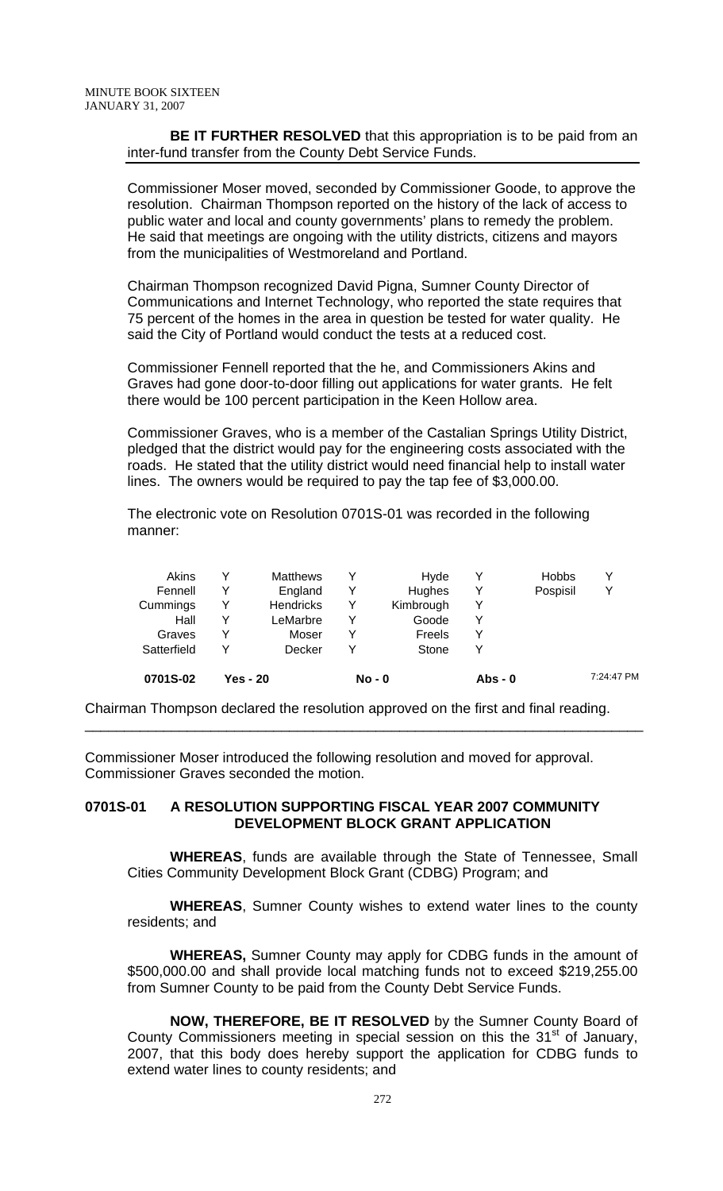**BE IT FURTHER RESOLVED** that this appropriation is to be paid from an inter-fund transfer from the County Debt Service Funds.

Commissioner Moser moved, seconded by Commissioner Goode, to approve the resolution. Chairman Thompson reported on the history of the lack of access to public water and local and county governments' plans to remedy the problem. He said that meetings are ongoing with the utility districts, citizens and mayors from the municipalities of Westmoreland and Portland.

Chairman Thompson recognized David Pigna, Sumner County Director of Communications and Internet Technology, who reported the state requires that 75 percent of the homes in the area in question be tested for water quality. He said the City of Portland would conduct the tests at a reduced cost.

Commissioner Fennell reported that the he, and Commissioners Akins and Graves had gone door-to-door filling out applications for water grants. He felt there would be 100 percent participation in the Keen Hollow area.

Commissioner Graves, who is a member of the Castalian Springs Utility District, pledged that the district would pay for the engineering costs associated with the roads. He stated that the utility district would need financial help to install water lines. The owners would be required to pay the tap fee of $3,000.00.

The electronic vote on Resolution 0701S-01 was recorded in the following manner:

| | | | | | | | |
|---|---|---|---|---|---|---|---|
| Akins | Y | Matthews | Y | Hyde | Y | Hobbs | Y |
| Fennell | Y | England | Y | Hughes | Y | Pospisil | Y |
| Cummings | Y | Hendricks | Y | Kimbrough | Y | | |
| Hall | Y | LeMarbre | Y | Goode | Y | | |
| Graves | Y | Moser | Y | Freels | Y | | |
| Satterfield | Y | Decker | Y | Stone | Y | | |
| **0701S-02** | **Yes - 20** | | **No - 0** | | **Abs - 0** | | 7:24:47 PM |

Chairman Thompson declared the resolution approved on the first and final reading.

---

Commissioner Moser introduced the following resolution and moved for approval. Commissioner Graves seconded the motion.

**0701S-01 A RESOLUTION SUPPORTING FISCAL YEAR 2007 COMMUNITY DEVELOPMENT BLOCK GRANT APPLICATION**

**WHEREAS**, funds are available through the State of Tennessee, Small Cities Community Development Block Grant (CDBG) Program; and

**WHEREAS**, Sumner County wishes to extend water lines to the county residents; and

**WHEREAS,** Sumner County may apply for CDBG funds in the amount of $500,000.00 and shall provide local matching funds not to exceed $219,255.00 from Sumner County to be paid from the County Debt Service Funds.

**NOW, THEREFORE, BE IT RESOLVED** by the Sumner County Board of County Commissioners meeting in special session on this the 31st of January, 2007, that this body does hereby support the application for CDBG funds to extend water lines to county residents; and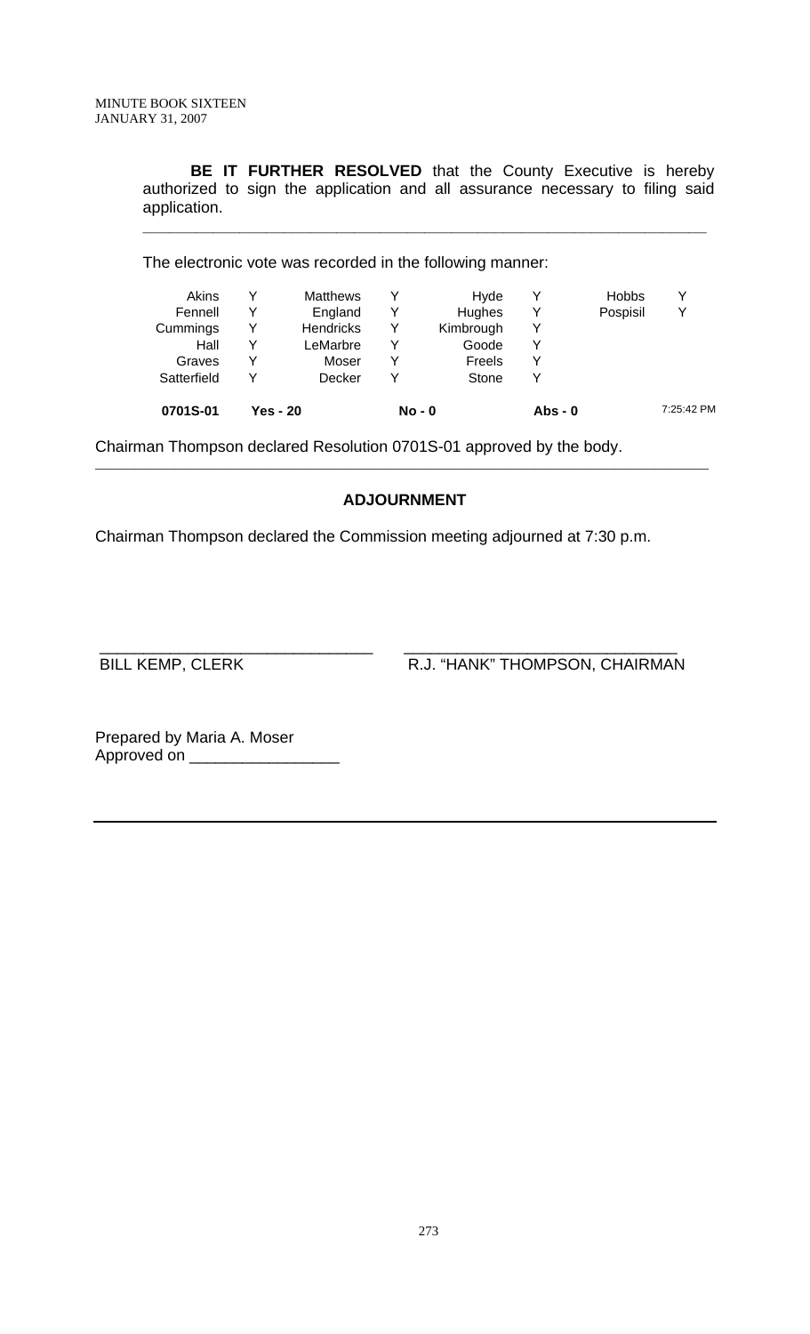**BE IT FURTHER RESOLVED** that the County Executive is hereby authorized to sign the application and all assurance necessary to filing said application.

---

The electronic vote was recorded in the following manner:

| | | | | | | | | |
|---|---|---|---|---|---|---|---|---|
| Akins | Y | Matthews | Y | Hyde | Y | Hobbs | Y | |
| Fennell | Y | England | Y | Hughes | Y | Pospisil | Y | |
| Cummings | Y | Hendricks | Y | Kimbrough | Y | | | |
| Hall | Y | LeMarbre | Y | Goode | Y | | | |
| Graves | Y | Moser | Y | Freels | Y | | | |
| Satterfield | Y | Decker | Y | Stone | Y | | | |
| **0701S-01** | **Yes - 20** | | **No - 0** | | **Abs - 0** | | | 7:25:42 PM |

Chairman Thompson declared Resolution 0701S-01 approved by the body.

---

## ADJOURNMENT

Chairman Thompson declared the Commission meeting adjourned at 7:30 p.m.

\_\_\_\_\_\_\_\_\_\_\_\_\_\_\_\_\_\_\_\_\_\_\_\_\_\_\_\_\_\_ \_\_\_\_\_\_\_\_\_\_\_\_\_\_\_\_\_\_\_\_\_\_\_\_\_\_\_\_\_\_

BILL KEMP, CLERK R.J. "HANK" THOMPSON, CHAIRMAN

Prepared by Maria A. Moser
Approved on \_\_\_\_\_\_\_\_\_\_\_\_\_\_\_\_